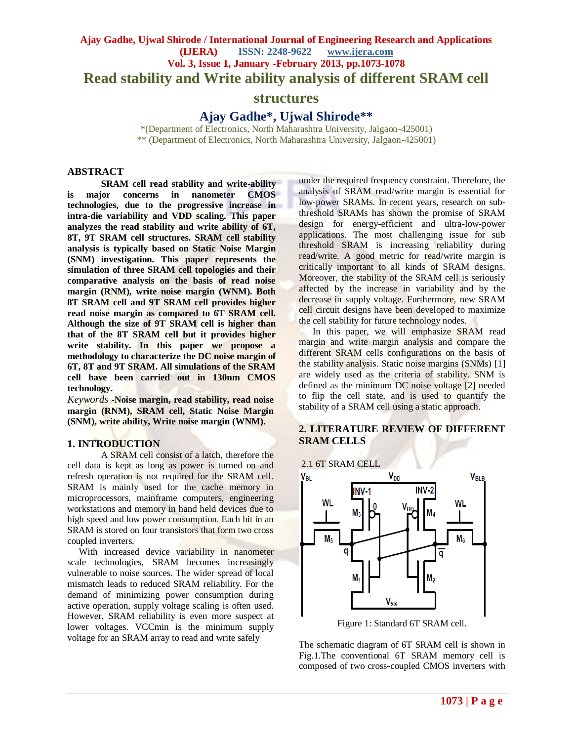# Read stability and Write ability analysis of different SRAM cell structures

## Ajay Gadhe*, Ujwal Shirode**

*(Department of Electronics, North Maharashtra University, Jalgaon-425001)
** (Department of Electronics, North Maharashtra University, Jalgaon-425001)

## ABSTRACT

**SRAM cell read stability and write-ability is major concerns in nanometer CMOS technologies, due to the progressive increase in intra-die variability and VDD scaling. This paper analyzes the read stability and write ability of 6T, 8T, 9T SRAM cell structures. SRAM cell stability analysis is typically based on Static Noise Margin (SNM) investigation. This paper represents the simulation of three SRAM cell topologies and their comparative analysis on the basis of read noise margin (RNM), write noise margin (WNM). Both 8T SRAM cell and 9T SRAM cell provides higher read noise margin as compared to 6T SRAM cell. Although the size of 9T SRAM cell is higher than that of the 8T SRAM cell but it provides higher write stability. In this paper we propose a methodology to characterize the DC noise margin of 6T, 8T and 9T SRAM. All simulations of the SRAM cell have been carried out in 130nm CMOS technology.**

*Keywords* -**Noise margin, read stability, read noise margin (RNM), SRAM cell, Static Noise Margin (SNM), write ability, Write noise margin (WNM).**

## 1. INTRODUCTION

A SRAM cell consist of a latch, therefore the cell data is kept as long as power is turned on and refresh operation is not required for the SRAM cell. SRAM is mainly used for the cache memory in microprocessors, mainframe computers, engineering workstations and memory in hand held devices due to high speed and low power consumption. Each bit in an SRAM is stored on four transistors that form two cross coupled inverters.

With increased device variability in nanometer scale technologies, SRAM becomes increasingly vulnerable to noise sources. The wider spread of local mismatch leads to reduced SRAM reliability. For the demand of minimizing power consumption during active operation, supply voltage scaling is often used. However, SRAM reliability is even more suspect at lower voltages. VCCmin is the minimum supply voltage for an SRAM array to read and write safely under the required frequency constraint. Therefore, the analysis of SRAM read/write margin is essential for low-power SRAMs. In recent years, research on sub-threshold SRAMs has shown the promise of SRAM design for energy-efficient and ultra-low-power applications. The most challenging issue for sub threshold SRAM is increasing reliability during read/write. A good metric for read/write margin is critically important to all kinds of SRAM designs. Moreover, the stability of the SRAM cell is seriously affected by the increase in variability and by the decrease in supply voltage. Furthermore, new SRAM cell circuit designs have been developed to maximize the cell stability for future technology nodes.

In this paper, we will emphasize SRAM read margin and write margin analysis and compare the different SRAM cells configurations on the basis of the stability analysis. Static noise margins (SNMs) [1] are widely used as the criteria of stability. SNM is defined as the minimum DC noise voltage [2] needed to flip the cell state, and is used to quantify the stability of a SRAM cell using a static approach.

## 2. LITERATURE REVIEW OF DIFFERENT SRAM CELLS

### 2.1 6T SRAM CELL

Figure 1: Standard 6T SRAM cell.

The schematic diagram of 6T SRAM cell is shown in Fig.1.The conventional 6T SRAM memory cell is composed of two cross-coupled CMOS inverters with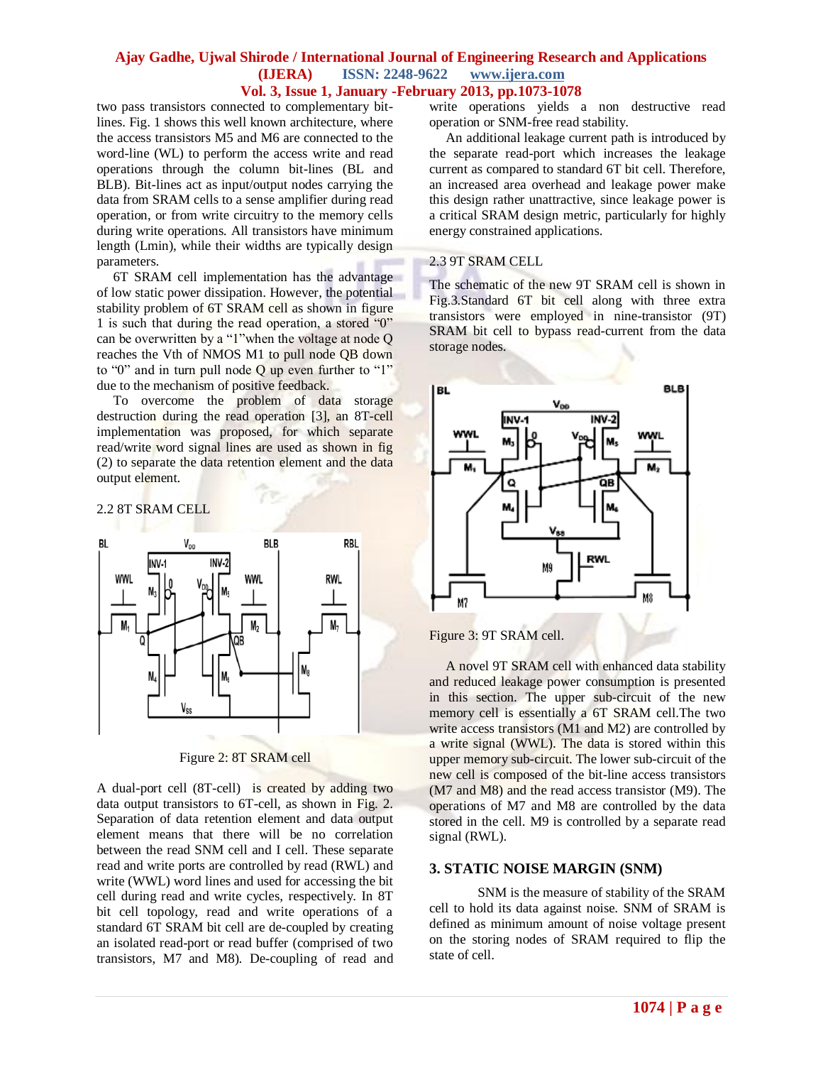two pass transistors connected to complementary bit-lines. Fig. 1 shows this well known architecture, where the access transistors M5 and M6 are connected to the word-line (WL) to perform the access write and read operations through the column bit-lines (BL and BLB). Bit-lines act as input/output nodes carrying the data from SRAM cells to a sense amplifier during read operation, or from write circuitry to the memory cells during write operations. All transistors have minimum length (Lmin), while their widths are typically design parameters.

6T SRAM cell implementation has the advantage of low static power dissipation. However, the potential stability problem of 6T SRAM cell as shown in figure 1 is such that during the read operation, a stored "0" can be overwritten by a "1"when the voltage at node Q reaches the Vth of NMOS M1 to pull node QB down to "0" and in turn pull node Q up even further to "1" due to the mechanism of positive feedback.

To overcome the problem of data storage destruction during the read operation [3], an 8T-cell implementation was proposed, for which separate read/write word signal lines are used as shown in fig (2) to separate the data retention element and the data output element.

2.2 8T SRAM CELL

Figure 2: 8T SRAM cell

A dual-port cell (8T-cell) is created by adding two data output transistors to 6T-cell, as shown in Fig. 2. Separation of data retention element and data output element means that there will be no correlation between the read SNM cell and I cell. These separate read and write ports are controlled by read (RWL) and write (WWL) word lines and used for accessing the bit cell during read and write cycles, respectively. In 8T bit cell topology, read and write operations of a standard 6T SRAM bit cell are de-coupled by creating an isolated read-port or read buffer (comprised of two transistors, M7 and M8). De-coupling of read and write operations yields a non destructive read operation or SNM-free read stability.

An additional leakage current path is introduced by the separate read-port which increases the leakage current as compared to standard 6T bit cell. Therefore, an increased area overhead and leakage power make this design rather unattractive, since leakage power is a critical SRAM design metric, particularly for highly energy constrained applications.

2.3 9T SRAM CELL

The schematic of the new 9T SRAM cell is shown in Fig.3.Standard 6T bit cell along with three extra transistors were employed in nine-transistor (9T) SRAM bit cell to bypass read-current from the data storage nodes.

Figure 3: 9T SRAM cell.

A novel 9T SRAM cell with enhanced data stability and reduced leakage power consumption is presented in this section. The upper sub-circuit of the new memory cell is essentially a 6T SRAM cell.The two write access transistors (M1 and M2) are controlled by a write signal (WWL). The data is stored within this upper memory sub-circuit. The lower sub-circuit of the new cell is composed of the bit-line access transistors (M7 and M8) and the read access transistor (M9). The operations of M7 and M8 are controlled by the data stored in the cell. M9 is controlled by a separate read signal (RWL).

## 3. STATIC NOISE MARGIN (SNM)

SNM is the measure of stability of the SRAM cell to hold its data against noise. SNM of SRAM is defined as minimum amount of noise voltage present on the storing nodes of SRAM required to flip the state of cell.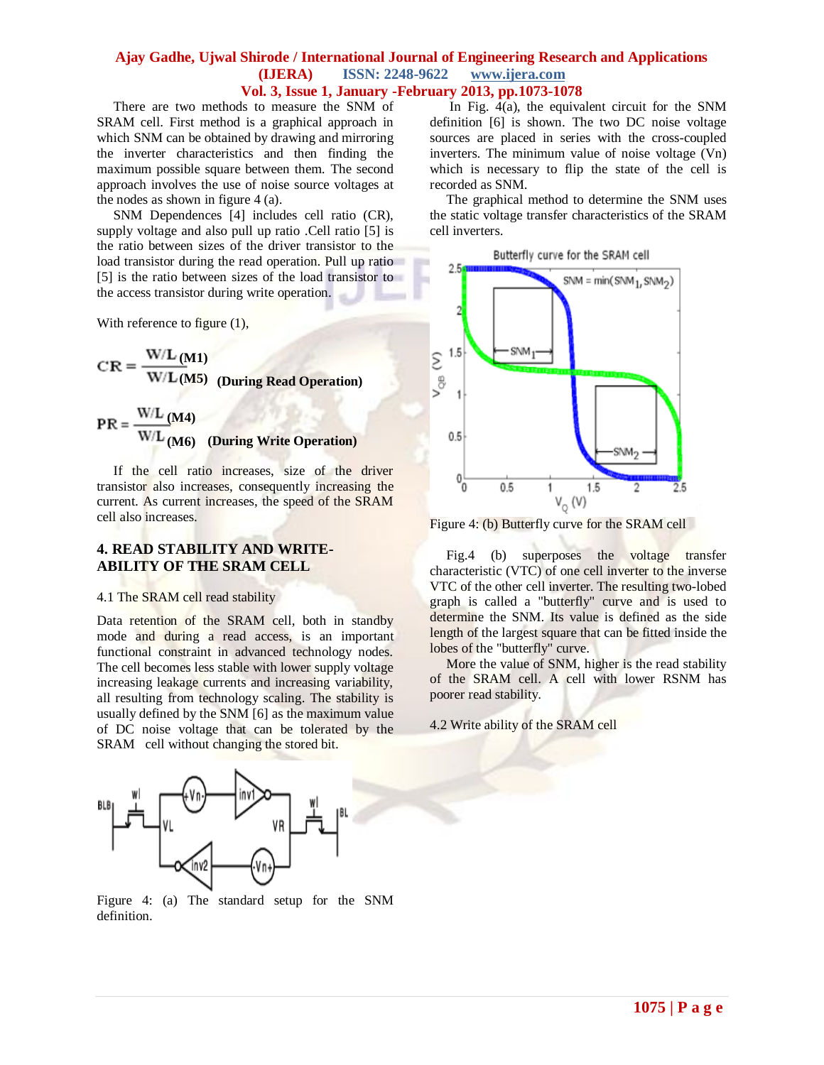There are two methods to measure the SNM of SRAM cell. First method is a graphical approach in which SNM can be obtained by drawing and mirroring the inverter characteristics and then finding the maximum possible square between them. The second approach involves the use of noise source voltages at the nodes as shown in figure 4 (a).

SNM Dependences [4] includes cell ratio (CR), supply voltage and also pull up ratio .Cell ratio [5] is the ratio between sizes of the driver transistor to the load transistor during the read operation. Pull up ratio [5] is the ratio between sizes of the load transistor to the access transistor during write operation.

With reference to figure (1),

$$CR = \frac{W/L_{(M1)}}{W/L_{(M5)}} \quad \textbf{(During Read Operation)}$$

$$PR = \frac{W/L_{(M4)}}{W/L_{(M6)}} \quad \textbf{(During Write Operation)}$$

If the cell ratio increases, size of the driver transistor also increases, consequently increasing the current. As current increases, the speed of the SRAM cell also increases.

## 4. READ STABILITY AND WRITE-ABILITY OF THE SRAM CELL

### 4.1 The SRAM cell read stability

Data retention of the SRAM cell, both in standby mode and during a read access, is an important functional constraint in advanced technology nodes. The cell becomes less stable with lower supply voltage increasing leakage currents and increasing variability, all resulting from technology scaling. The stability is usually defined by the SNM [6] as the maximum value of DC noise voltage that can be tolerated by the SRAM cell without changing the stored bit.

Figure 4: (a) The standard setup for the SNM definition.

In Fig. 4(a), the equivalent circuit for the SNM definition [6] is shown. The two DC noise voltage sources are placed in series with the cross-coupled inverters. The minimum value of noise voltage (Vn) which is necessary to flip the state of the cell is recorded as SNM.

The graphical method to determine the SNM uses the static voltage transfer characteristics of the SRAM cell inverters.

Figure 4: (b) Butterfly curve for the SRAM cell

Fig.4 (b) superposes the voltage transfer characteristic (VTC) of one cell inverter to the inverse VTC of the other cell inverter. The resulting two-lobed graph is called a "butterfly" curve and is used to determine the SNM. Its value is defined as the side length of the largest square that can be fitted inside the lobes of the "butterfly" curve.

More the value of SNM, higher is the read stability of the SRAM cell. A cell with lower RSNM has poorer read stability.

### 4.2 Write ability of the SRAM cell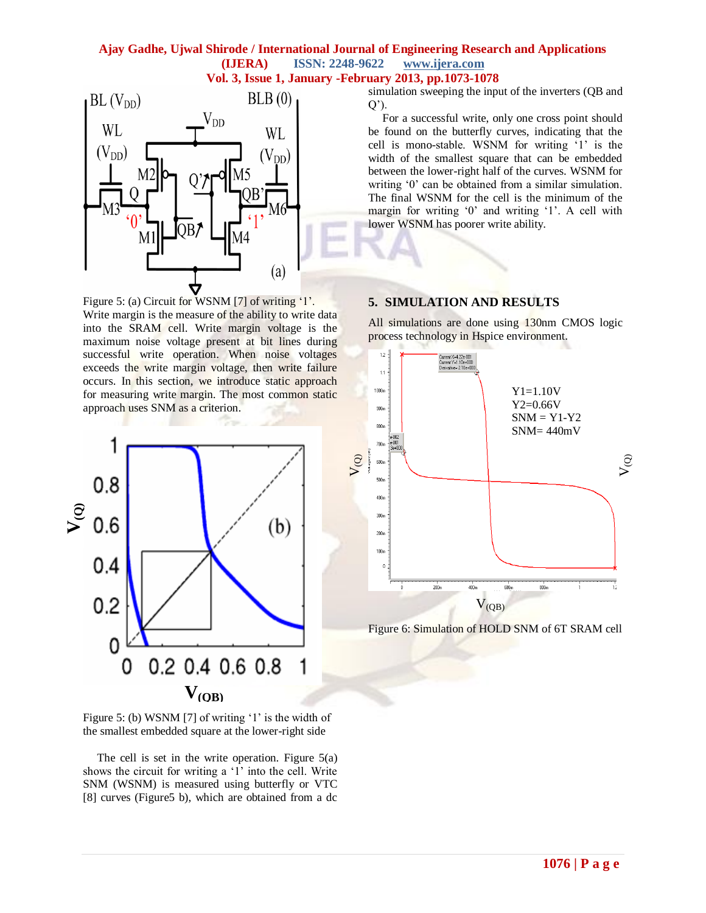Figure 5: (a) Circuit for WSNM [7] of writing '1'.

Write margin is the measure of the ability to write data into the SRAM cell. Write margin voltage is the maximum noise voltage present at bit lines during successful write operation. When noise voltages exceeds the write margin voltage, then write failure occurs. In this section, we introduce static approach for measuring write margin. The most common static approach uses SNM as a criterion.

Figure 5: (b) WSNM [7] of writing '1' is the width of the smallest embedded square at the lower-right side

The cell is set in the write operation. Figure 5(a) shows the circuit for writing a '1' into the cell. Write SNM (WSNM) is measured using butterfly or VTC [8] curves (Figure5 b), which are obtained from a dc simulation sweeping the input of the inverters (QB and Q').

For a successful write, only one cross point should be found on the butterfly curves, indicating that the cell is mono-stable. WSNM for writing '1' is the width of the smallest square that can be embedded between the lower-right half of the curves. WSNM for writing '0' can be obtained from a similar simulation. The final WSNM for the cell is the minimum of the margin for writing '0' and writing '1'. A cell with lower WSNM has poorer write ability.

## 5. SIMULATION AND RESULTS

All simulations are done using 130nm CMOS logic process technology in Hspice environment.

Y1=1.10V
Y2=0.66V
SNM = Y1-Y2
SNM= 440mV

Figure 6: Simulation of HOLD SNM of 6T SRAM cell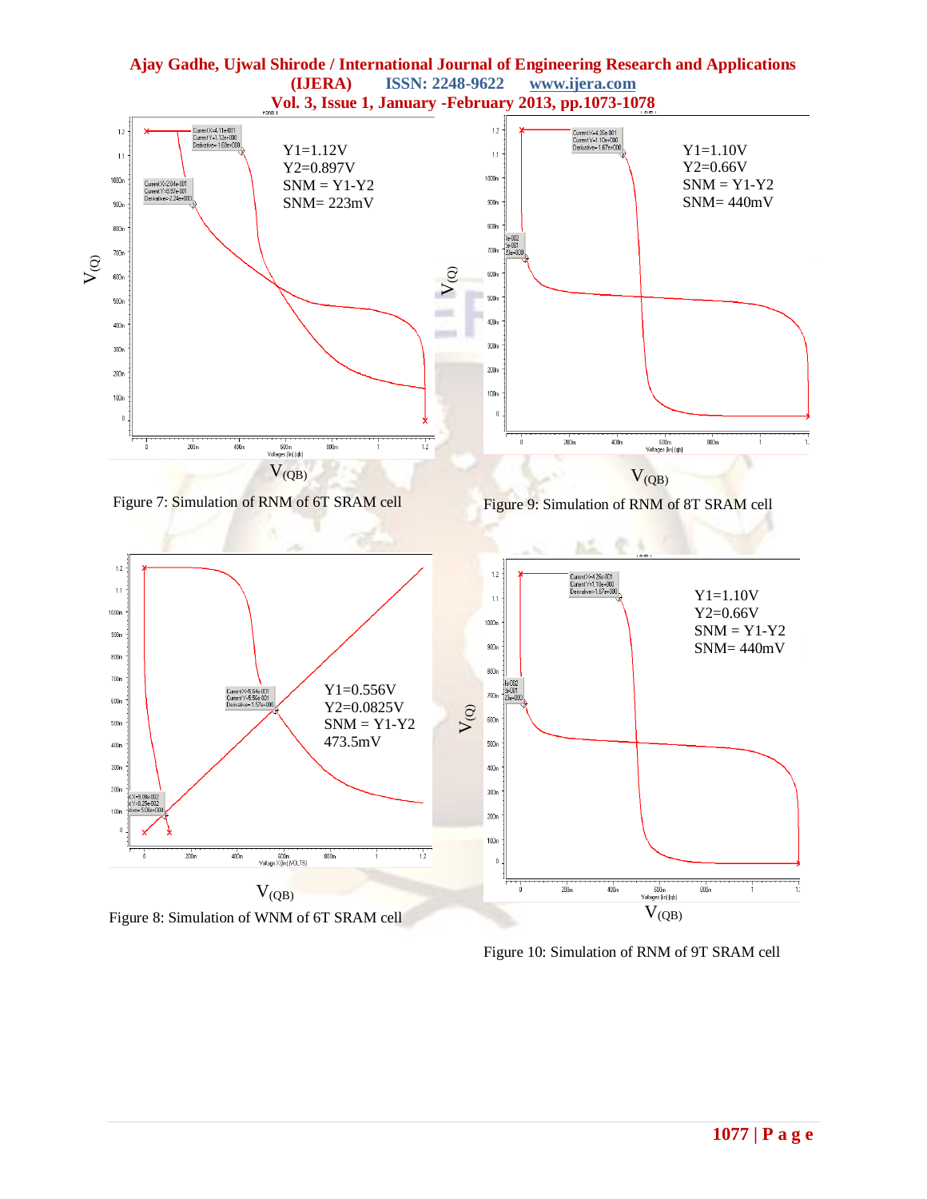Y1=1.12V
Y2=0.897V
SNM = Y1-Y2
SNM= 223mV

$V_{(QB)}$

Figure 7: Simulation of RNM of 6T SRAM cell

Y1=1.10V
Y2=0.66V
SNM = Y1-Y2
SNM= 440mV

$V_{(QB)}$

Figure 9: Simulation of RNM of 8T SRAM cell

Y1=0.556V
Y2=0.0825V
SNM = Y1-Y2
473.5mV

$V_{(QB)}$

Figure 8: Simulation of WNM of 6T SRAM cell

Y1=1.10V
Y2=0.66V
SNM = Y1-Y2
SNM= 440mV

$V_{(QB)}$

Figure 10: Simulation of RNM of 9T SRAM cell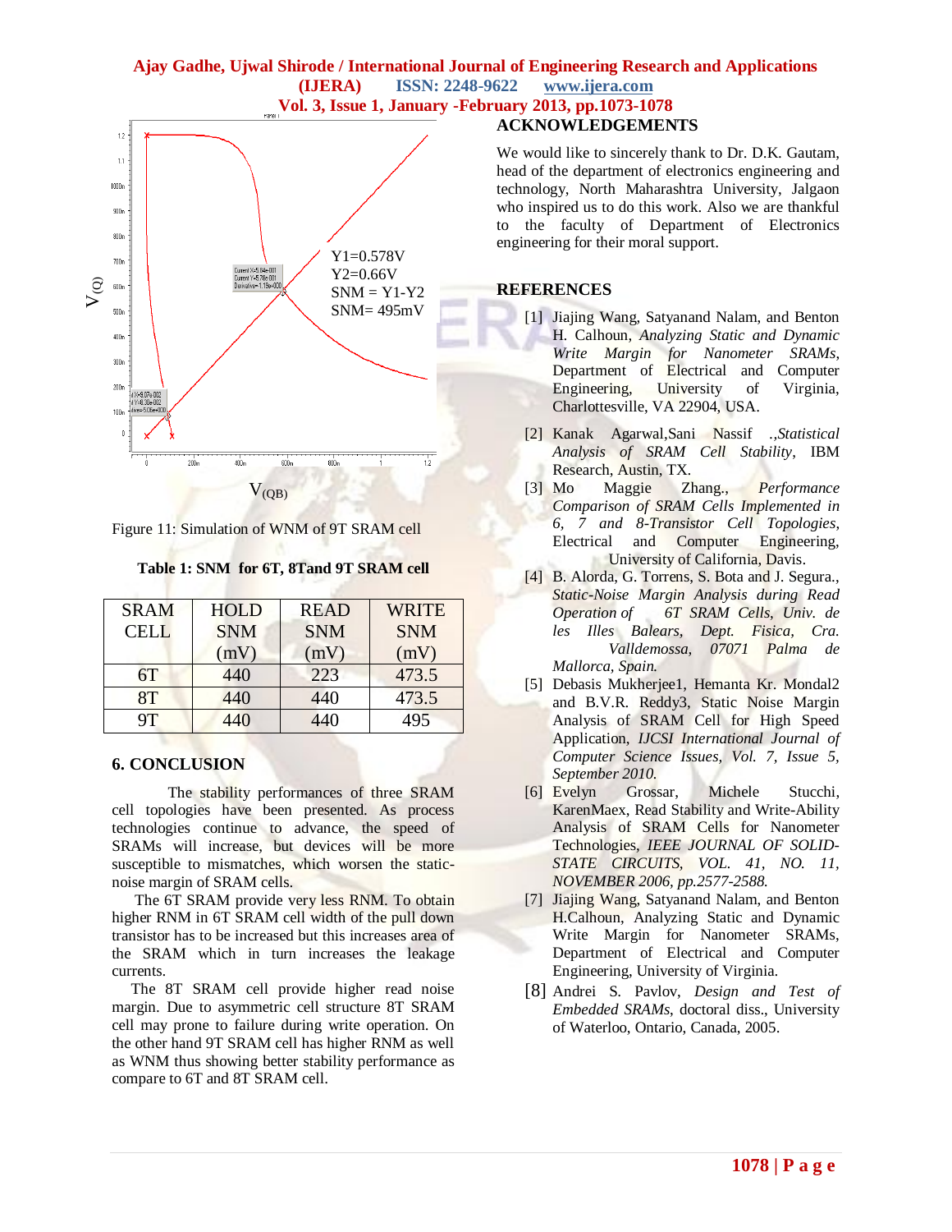V(Q)

Y1=0.578V
Y2=0.66V
SNM = Y1-Y2
SNM= 495mV

V(QB)

Figure 11: Simulation of WNM of 9T SRAM cell

**Table 1: SNM for 6T, 8Tand 9T SRAM cell**

| SRAM CELL | HOLD SNM (mV) | READ SNM (mV) | WRITE SNM (mV) |
|---|---|---|---|
| 6T | 440 | 223 | 473.5 |
| 8T | 440 | 440 | 473.5 |
| 9T | 440 | 440 | 495 |

## 6. CONCLUSION

The stability performances of three SRAM cell topologies have been presented. As process technologies continue to advance, the speed of SRAMs will increase, but devices will be more susceptible to mismatches, which worsen the static-noise margin of SRAM cells.

The 6T SRAM provide very less RNM. To obtain higher RNM in 6T SRAM cell width of the pull down transistor has to be increased but this increases area of the SRAM which in turn increases the leakage currents.

The 8T SRAM cell provide higher read noise margin. Due to asymmetric cell structure 8T SRAM cell may prone to failure during write operation. On the other hand 9T SRAM cell has higher RNM as well as WNM thus showing better stability performance as compare to 6T and 8T SRAM cell.

## ACKNOWLEDGEMENTS

We would like to sincerely thank to Dr. D.K. Gautam, head of the department of electronics engineering and technology, North Maharashtra University, Jalgaon who inspired us to do this work. Also we are thankful to the faculty of Department of Electronics engineering for their moral support.

## REFERENCES

[1] Jiajing Wang, Satyanand Nalam, and Benton H. Calhoun, *Analyzing Static and Dynamic Write Margin for Nanometer SRAMs*, Department of Electrical and Computer Engineering, University of Virginia, Charlottesville, VA 22904, USA.

[2] Kanak Agarwal,Sani Nassif .,*Statistical Analysis of SRAM Cell Stability*, IBM Research, Austin, TX.

[3] Mo Maggie Zhang., *Performance Comparison of SRAM Cells Implemented in 6, 7 and 8-Transistor Cell Topologies*, Electrical and Computer Engineering, University of California, Davis.

[4] B. Alorda, G. Torrens, S. Bota and J. Segura., *Static-Noise Margin Analysis during Read Operation of 6T SRAM Cells, Univ. de les Illes Balears, Dept. Fisica, Cra. Valldemossa, 07071 Palma de Mallorca, Spain.*

[5] Debasis Mukherjee1, Hemanta Kr. Mondal2 and B.V.R. Reddy3, Static Noise Margin Analysis of SRAM Cell for High Speed Application, *IJCSI International Journal of Computer Science Issues, Vol. 7, Issue 5, September 2010.*

[6] Evelyn Grossar, Michele Stucchi, KarenMaex, Read Stability and Write-Ability Analysis of SRAM Cells for Nanometer Technologies, *IEEE JOURNAL OF SOLID-STATE CIRCUITS, VOL. 41, NO. 11, NOVEMBER 2006, pp.2577-2588.*

[7] Jiajing Wang, Satyanand Nalam, and Benton H.Calhoun, Analyzing Static and Dynamic Write Margin for Nanometer SRAMs, Department of Electrical and Computer Engineering, University of Virginia.

[8] Andrei S. Pavlov, *Design and Test of Embedded SRAMs*, doctoral diss., University of Waterloo, Ontario, Canada, 2005.